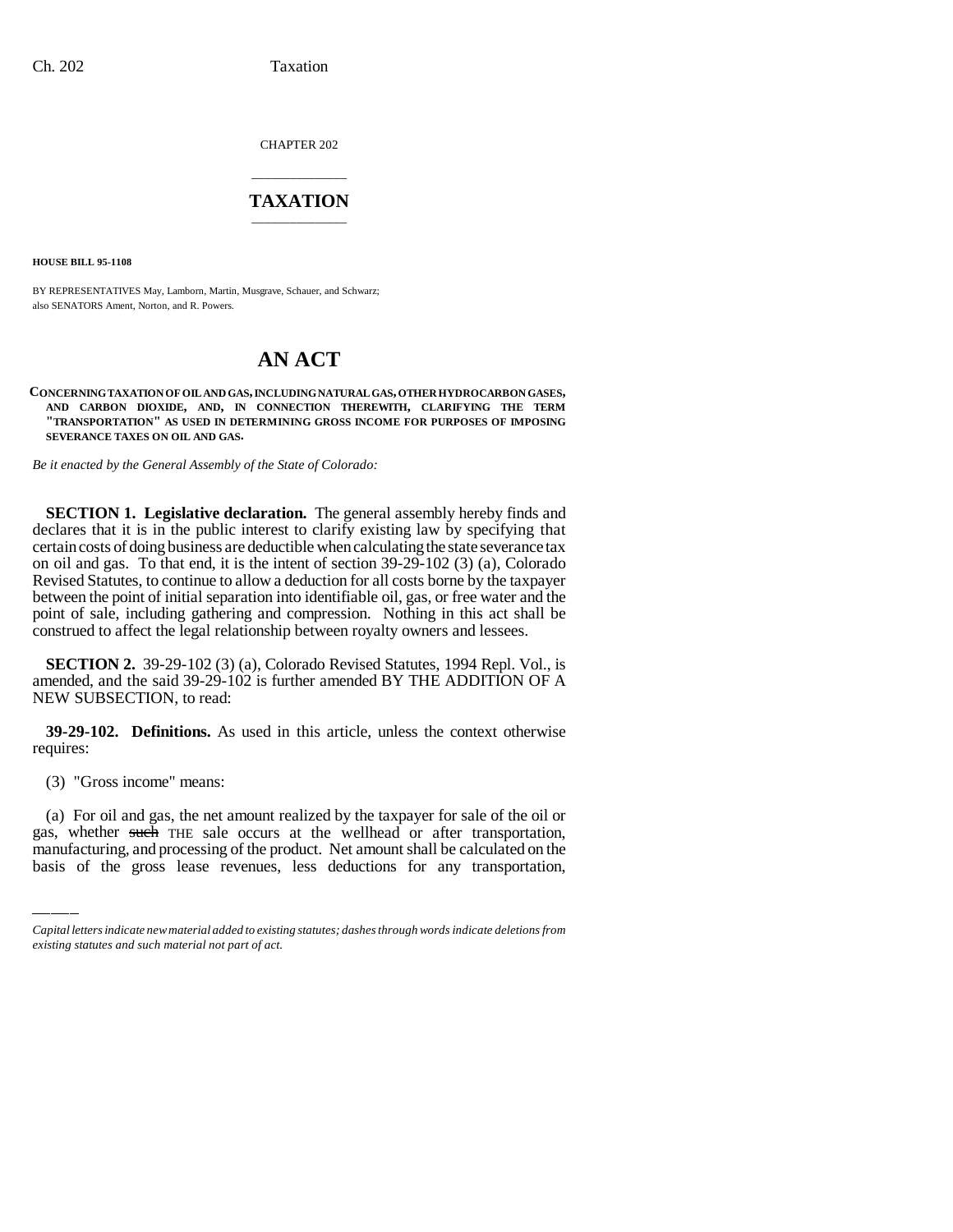CHAPTER 202

# TAXATION

**HOUSE BILL 95-1108**

BY REPRESENTATIVES May, Lamborn, Martin, Musgrave, Schauer, and Schwarz;
also SENATORS Ament, Norton, and R. Powers.

# AN ACT

**CONCERNING TAXATION OF OIL AND GAS, INCLUDING NATURAL GAS, OTHER HYDROCARBON GASES, AND CARBON DIOXIDE, AND, IN CONNECTION THEREWITH, CLARIFYING THE TERM "TRANSPORTATION" AS USED IN DETERMINING GROSS INCOME FOR PURPOSES OF IMPOSING SEVERANCE TAXES ON OIL AND GAS.**

*Be it enacted by the General Assembly of the State of Colorado:*

**SECTION 1. Legislative declaration.** The general assembly hereby finds and declares that it is in the public interest to clarify existing law by specifying that certain costs of doing business are deductible when calculating the state severance tax on oil and gas. To that end, it is the intent of section 39-29-102 (3) (a), Colorado Revised Statutes, to continue to allow a deduction for all costs borne by the taxpayer between the point of initial separation into identifiable oil, gas, or free water and the point of sale, including gathering and compression. Nothing in this act shall be construed to affect the legal relationship between royalty owners and lessees.

**SECTION 2.** 39-29-102 (3) (a), Colorado Revised Statutes, 1994 Repl. Vol., is amended, and the said 39-29-102 is further amended BY THE ADDITION OF A NEW SUBSECTION, to read:

**39-29-102. Definitions.** As used in this article, unless the context otherwise requires:

(3) "Gross income" means:

(a) For oil and gas, the net amount realized by the taxpayer for sale of the oil or gas, whether ~~such~~ THE sale occurs at the wellhead or after transportation, manufacturing, and processing of the product. Net amount shall be calculated on the basis of the gross lease revenues, less deductions for any transportation,

*Capital letters indicate new material added to existing statutes; dashes through words indicate deletions from existing statutes and such material not part of act.*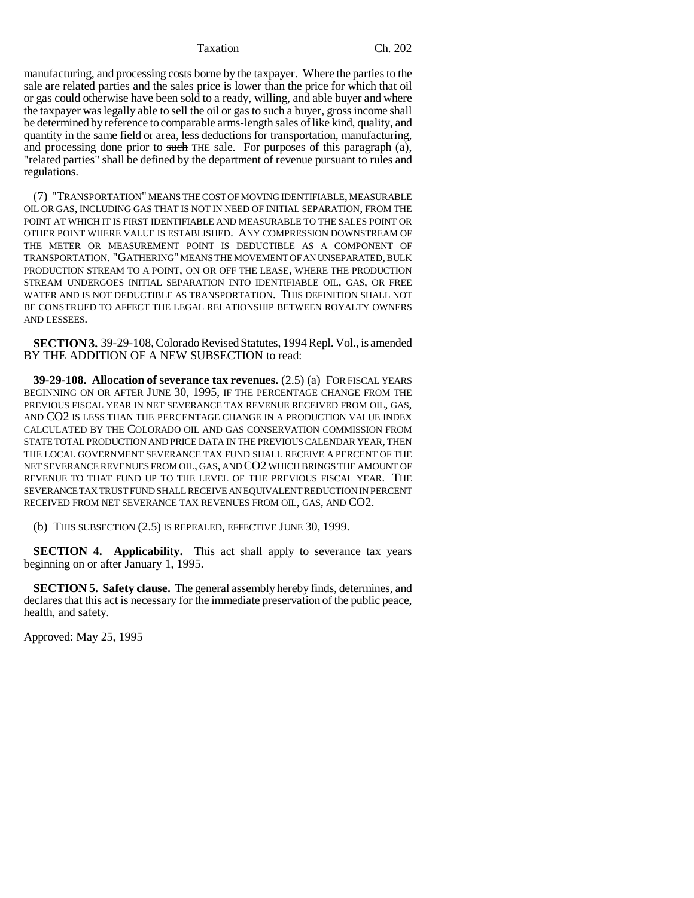manufacturing, and processing costs borne by the taxpayer. Where the parties to the sale are related parties and the sales price is lower than the price for which that oil or gas could otherwise have been sold to a ready, willing, and able buyer and where the taxpayer was legally able to sell the oil or gas to such a buyer, gross income shall be determined by reference to comparable arms-length sales of like kind, quality, and quantity in the same field or area, less deductions for transportation, manufacturing, and processing done prior to ~~such~~ THE sale. For purposes of this paragraph (a), "related parties" shall be defined by the department of revenue pursuant to rules and regulations.

(7) "TRANSPORTATION" MEANS THE COST OF MOVING IDENTIFIABLE, MEASURABLE OIL OR GAS, INCLUDING GAS THAT IS NOT IN NEED OF INITIAL SEPARATION, FROM THE POINT AT WHICH IT IS FIRST IDENTIFIABLE AND MEASURABLE TO THE SALES POINT OR OTHER POINT WHERE VALUE IS ESTABLISHED. ANY COMPRESSION DOWNSTREAM OF THE METER OR MEASUREMENT POINT IS DEDUCTIBLE AS A COMPONENT OF TRANSPORTATION. "GATHERING" MEANS THE MOVEMENT OF AN UNSEPARATED, BULK PRODUCTION STREAM TO A POINT, ON OR OFF THE LEASE, WHERE THE PRODUCTION STREAM UNDERGOES INITIAL SEPARATION INTO IDENTIFIABLE OIL, GAS, OR FREE WATER AND IS NOT DEDUCTIBLE AS TRANSPORTATION. THIS DEFINITION SHALL NOT BE CONSTRUED TO AFFECT THE LEGAL RELATIONSHIP BETWEEN ROYALTY OWNERS AND LESSEES.

**SECTION 3.** 39-29-108, Colorado Revised Statutes, 1994 Repl. Vol., is amended BY THE ADDITION OF A NEW SUBSECTION to read:

**39-29-108. Allocation of severance tax revenues.** (2.5) (a) FOR FISCAL YEARS BEGINNING ON OR AFTER JUNE 30, 1995, IF THE PERCENTAGE CHANGE FROM THE PREVIOUS FISCAL YEAR IN NET SEVERANCE TAX REVENUE RECEIVED FROM OIL, GAS, AND $CO_2$ IS LESS THAN THE PERCENTAGE CHANGE IN A PRODUCTION VALUE INDEX CALCULATED BY THE COLORADO OIL AND GAS CONSERVATION COMMISSION FROM STATE TOTAL PRODUCTION AND PRICE DATA IN THE PREVIOUS CALENDAR YEAR, THEN THE LOCAL GOVERNMENT SEVERANCE TAX FUND SHALL RECEIVE A PERCENT OF THE NET SEVERANCE REVENUES FROM OIL, GAS, AND $CO_2$ WHICH BRINGS THE AMOUNT OF REVENUE TO THAT FUND UP TO THE LEVEL OF THE PREVIOUS FISCAL YEAR. THE SEVERANCE TAX TRUST FUND SHALL RECEIVE AN EQUIVALENT REDUCTION IN PERCENT RECEIVED FROM NET SEVERANCE TAX REVENUES FROM OIL, GAS, AND $CO_2$.

(b) THIS SUBSECTION (2.5) IS REPEALED, EFFECTIVE JUNE 30, 1999.

**SECTION 4. Applicability.** This act shall apply to severance tax years beginning on or after January 1, 1995.

**SECTION 5. Safety clause.** The general assembly hereby finds, determines, and declares that this act is necessary for the immediate preservation of the public peace, health, and safety.

Approved: May 25, 1995